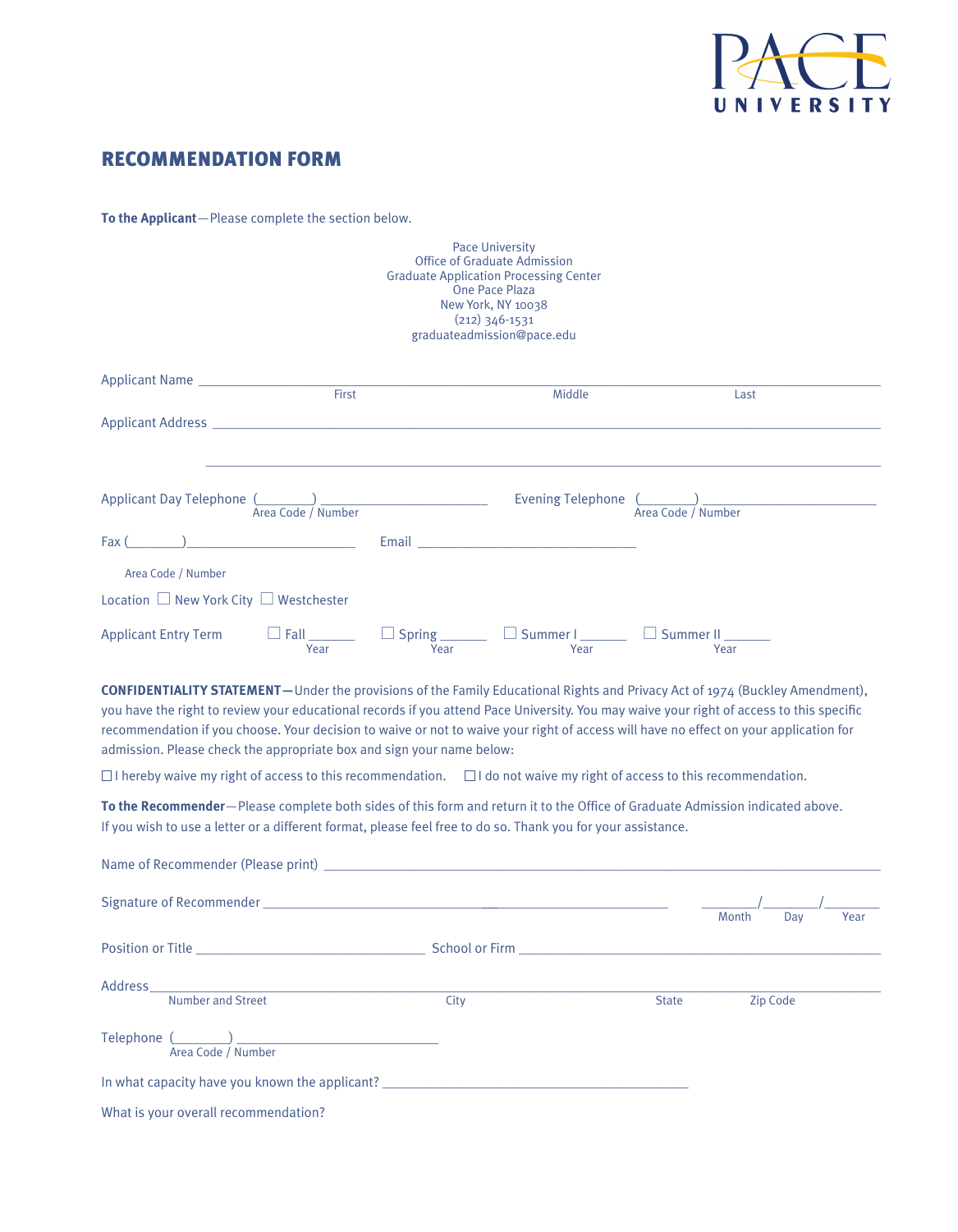PACE UNIVERSITY

# RECOMMENDATION FORM

**To the Applicant**—Please complete the section below.

Pace University
Office of Graduate Admission
Graduate Application Processing Center
One Pace Plaza
New York, NY 10038
(212) 346-1531
graduateadmission@pace.edu

Applicant Name ______________________________________________________________
First Middle Last

Applicant Address ____________________________________________________________

______________________________________________________________________________

Applicant Day Telephone (_______) ______________________ Evening Telephone (_______) ______________________
Area Code / Number Area Code / Number

Fax (_______)______________________ Email ______________________________

Area Code / Number

Location ☐ New York City ☐ Westchester

Applicant Entry Term ☐ Fall ______ ☐ Spring ______ ☐ Summer I ______ ☐ Summer II ______
Year Year Year Year

**CONFIDENTIALITY STATEMENT—**Under the provisions of the Family Educational Rights and Privacy Act of 1974 (Buckley Amendment), you have the right to review your educational records if you attend Pace University. You may waive your right of access to this specific recommendation if you choose. Your decision to waive or not to waive your right of access will have no effect on your application for admission. Please check the appropriate box and sign your name below:

☐ I hereby waive my right of access to this recommendation. ☐ I do not waive my right of access to this recommendation.

**To the Recommender**—Please complete both sides of this form and return it to the Office of Graduate Admission indicated above. If you wish to use a letter or a different format, please feel free to do so. Thank you for your assistance.

Name of Recommender (Please print) ______________________________________________

Signature of Recommender ______________________________________ ______/______/______
Month Day Year

Position or Title ______________________________ School or Firm ______________________________

Address_____________________________________________________________________
Number and Street City State Zip Code

Telephone (_______) ______________________
Area Code / Number

In what capacity have you known the applicant? ______________________________________

What is your overall recommendation?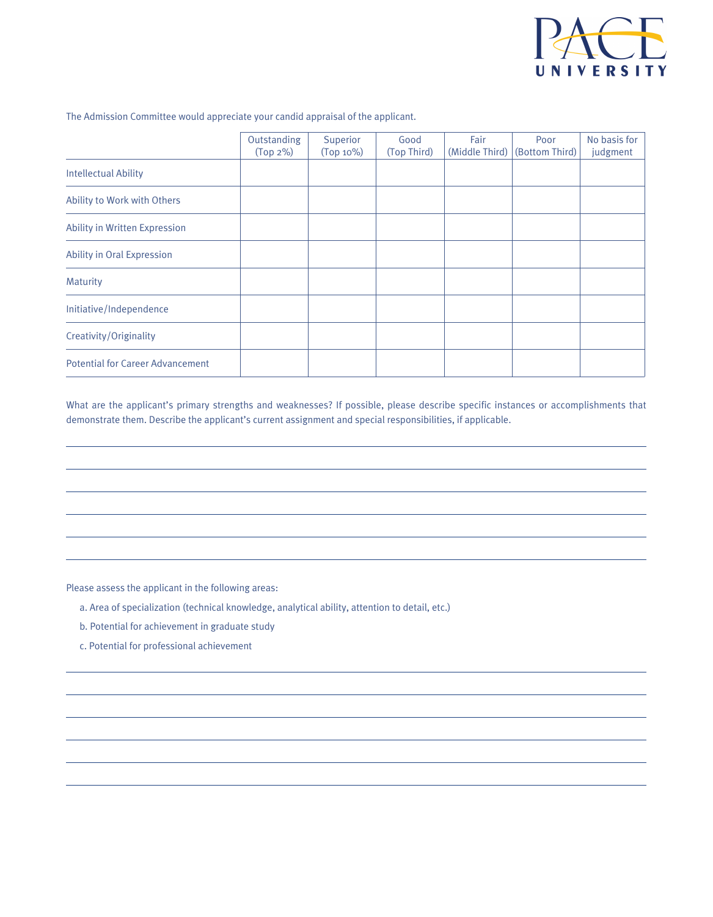PACE UNIVERSITY

The Admission Committee would appreciate your candid appraisal of the applicant.

| | Outstanding (Top 2%) | Superior (Top 10%) | Good (Top Third) | Fair (Middle Third) | Poor (Bottom Third) | No basis for judgment |
|---|---|---|---|---|---|---|
| Intellectual Ability | | | | | | |
| Ability to Work with Others | | | | | | |
| Ability in Written Expression | | | | | | |
| Ability in Oral Expression | | | | | | |
| Maturity | | | | | | |
| Initiative/Independence | | | | | | |
| Creativity/Originality | | | | | | |
| Potential for Career Advancement | | | | | | |

What are the applicant's primary strengths and weaknesses? If possible, please describe specific instances or accomplishments that demonstrate them. Describe the applicant's current assignment and special responsibilities, if applicable.

Please assess the applicant in the following areas:

a. Area of specialization (technical knowledge, analytical ability, attention to detail, etc.)

b. Potential for achievement in graduate study

c. Potential for professional achievement